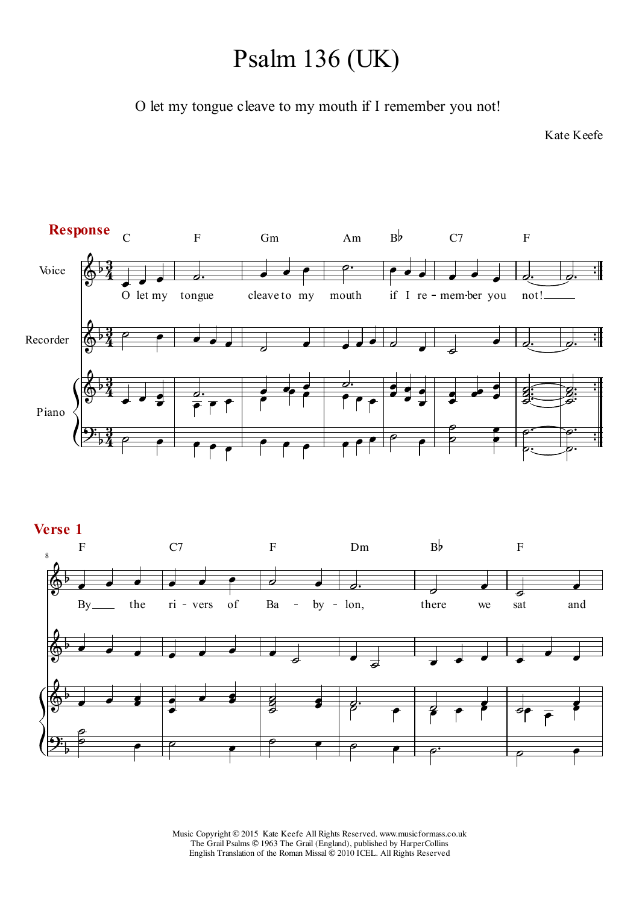# Psalm 136 (UK)

O let my tongue cleave to my mouth if I remember you not!

Kate Keefe

**Response**

C F Gm Am B♭ C7 F

O let my tongue cleave to my mouth if I re - mem-ber you not!

**Verse 1**

F C7 F Dm B♭ F

By the ri - vers of Ba - by - lon, there we sat and

Music Copyright © 2015 Kate Keefe All Rights Reserved. www.musicformass.co.uk
The Grail Psalms © 1963 The Grail (England), published by HarperCollins
English Translation of the Roman Missal © 2010 ICEL. All Rights Reserved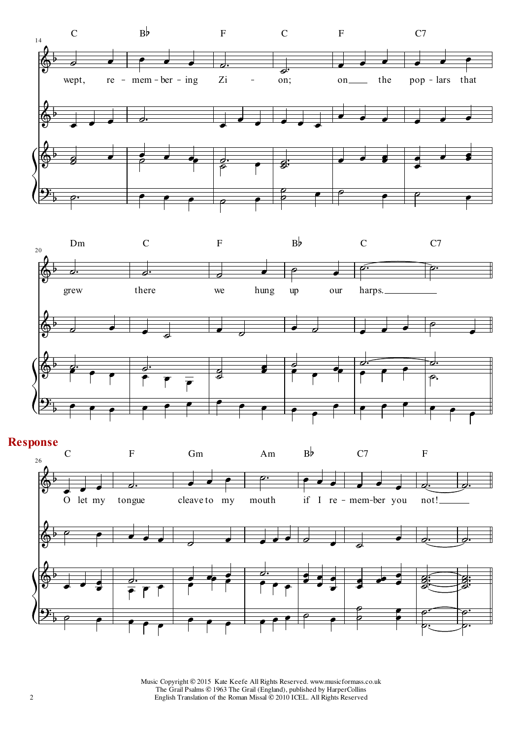wept, re - mem - ber - ing Zi - on; on the pop - lars that

grew there we hung up our harps.

## Response

O let my tongue cleave to my mouth if I re - mem - ber you not!

Music Copyright © 2015 Kate Keefe All Rights Reserved. www.musicformass.co.uk
The Grail Psalms © 1963 The Grail (England), published by HarperCollins
English Translation of the Roman Missal © 2010 ICEL. All Rights Reserved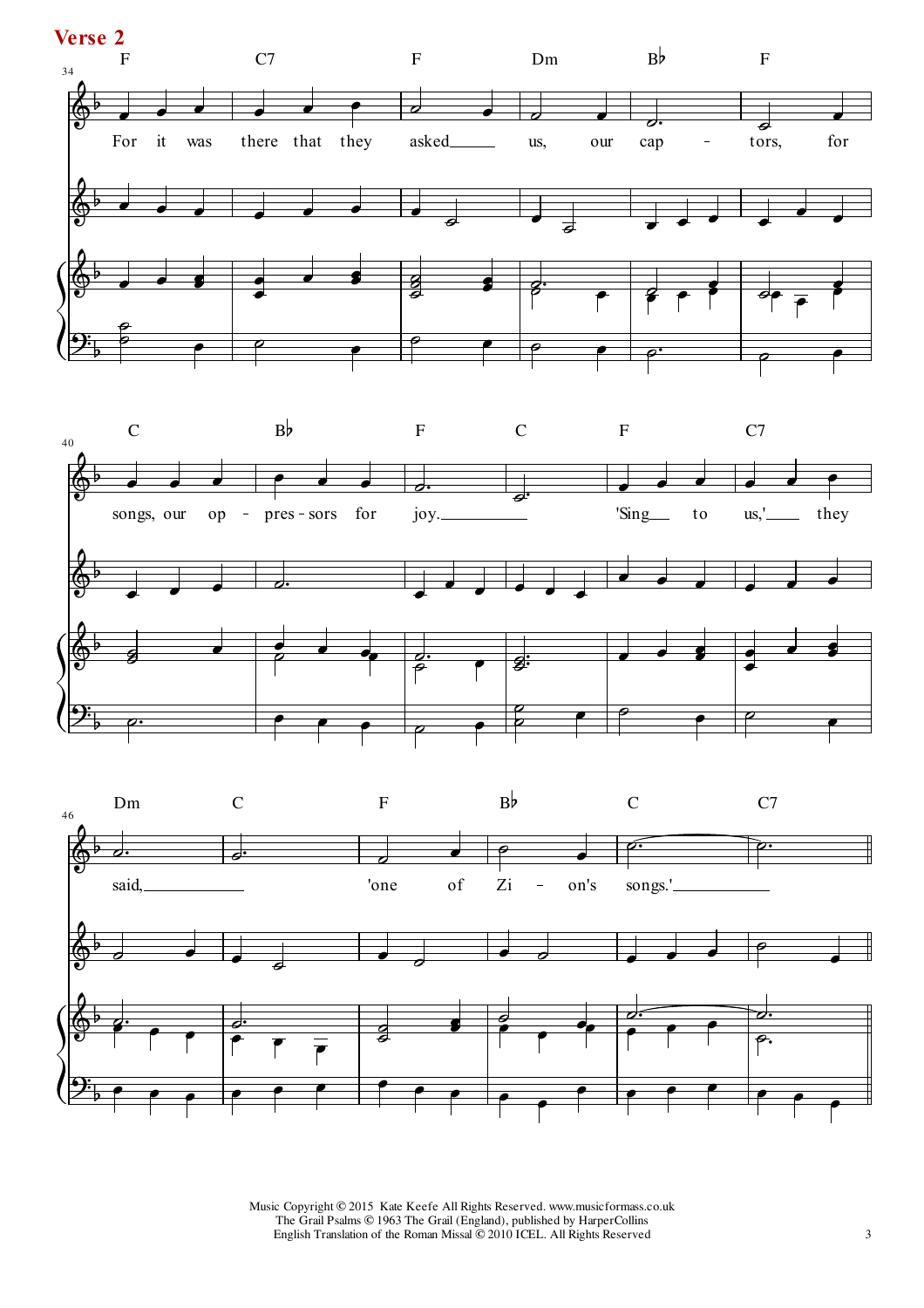**Verse 2**

F C7 F Dm B♭ F

For it was there that they asked us, our cap - tors, for

C B♭ F C F C7

songs, our op - pres - sors for joy. 'Sing to us,' they

Dm C F B♭ C C7

said, 'one of Zi - on's songs.'

Music Copyright © 2015 Kate Keefe All Rights Reserved. www.musicformass.co.uk
The Grail Psalms © 1963 The Grail (England), published by HarperCollins
English Translation of the Roman Missal © 2010 ICEL. All Rights Reserved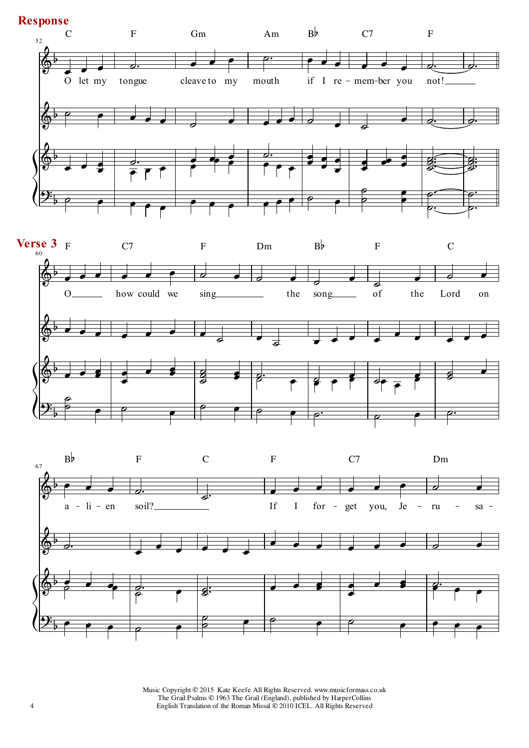**Response**

52

C F Gm Am B♭ C7 F

O let my tongue cleave to my mouth if I re - mem-ber you not!

**Verse 3**

60

F C7 F Dm B♭ F C

O how could we sing the song of the Lord on

67

B♭ F C F C7 Dm

a - li - en soil? If I for - get you, Je - ru - sa -

Music Copyright © 2015 Kate Keefe All Rights Reserved. www.musicformass.co.uk
The Grail Psalms © 1963 The Grail (England), published by HarperCollins
English Translation of the Roman Missal © 2010 ICEL. All Rights Reserved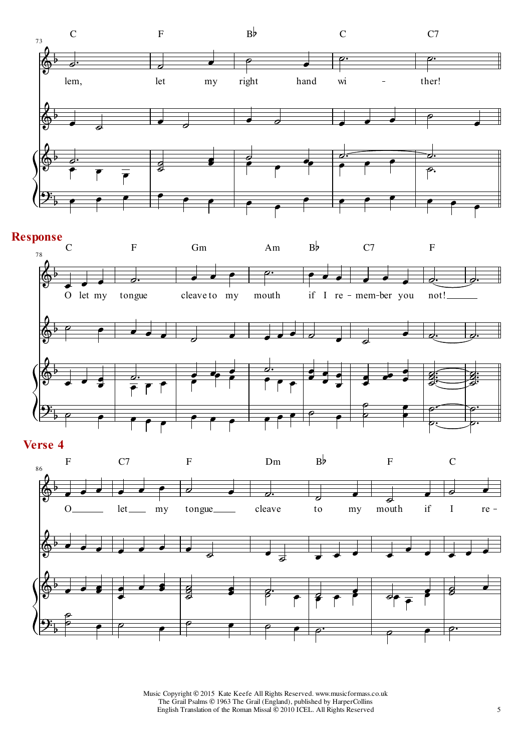**Response**

**Verse 4**

Music Copyright © 2015 Kate Keefe All Rights Reserved. www.musicformass.co.uk
The Grail Psalms © 1963 The Grail (England), published by HarperCollins
English Translation of the Roman Missal © 2010 ICEL. All Rights Reserved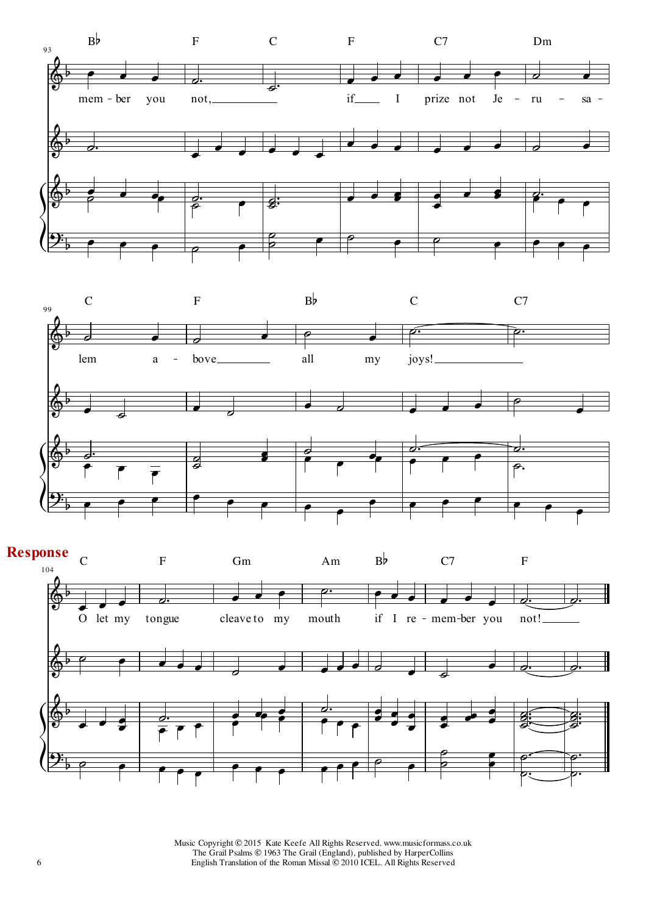**Response**

Music Copyright © 2015 Kate Keefe All Rights Reserved. www.musicformass.co.uk
The Grail Psalms © 1963 The Grail (England), published by HarperCollins
English Translation of the Roman Missal © 2010 ICEL. All Rights Reserved